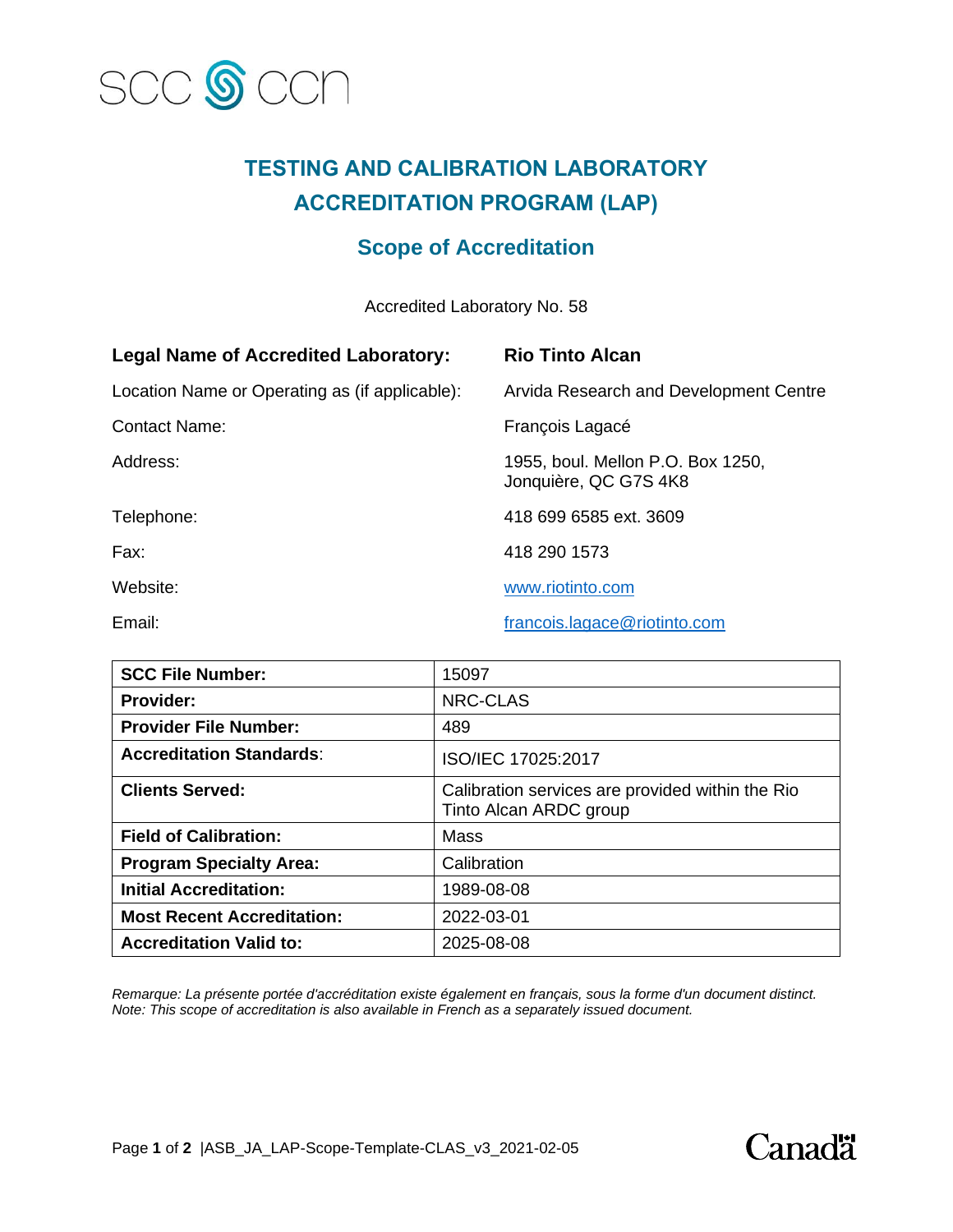SCC CCN

# TESTING AND CALIBRATION LABORATORY ACCREDITATION PROGRAM (LAP)

## Scope of Accreditation

Accredited Laboratory No. 58

| | |
|---|---|
| **Legal Name of Accredited Laboratory:** | **Rio Tinto Alcan** |
| Location Name or Operating as (if applicable): | Arvida Research and Development Centre |
| Contact Name: | François Lagacé |
| Address: | 1955, boul. Mellon P.O. Box 1250, Jonquière, QC G7S 4K8 |
| Telephone: | 418 699 6585 ext. 3609 |
| Fax: | 418 290 1573 |
| Website: | www.riotinto.com |
| Email: | francois.lagace@riotinto.com |

| | |
|---|---|
| **SCC File Number:** | 15097 |
| **Provider:** | NRC-CLAS |
| **Provider File Number:** | 489 |
| **Accreditation Standards**: | ISO/IEC 17025:2017 |
| **Clients Served:** | Calibration services are provided within the Rio Tinto Alcan ARDC group |
| **Field of Calibration:** | Mass |
| **Program Specialty Area:** | Calibration |
| **Initial Accreditation:** | 1989-08-08 |
| **Most Recent Accreditation:** | 2022-03-01 |
| **Accreditation Valid to:** | 2025-08-08 |

*Remarque: La présente portée d'accréditation existe également en français, sous la forme d'un document distinct.*
*Note: This scope of accreditation is also available in French as a separately issued document.*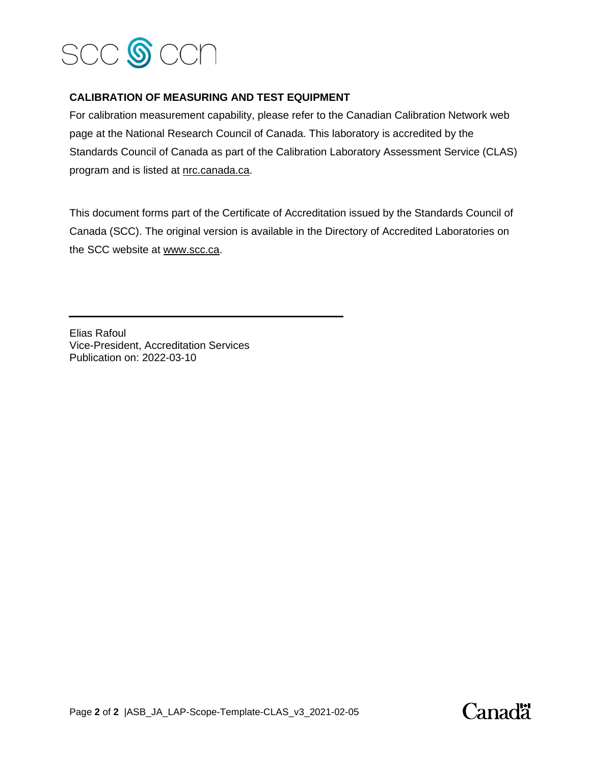### CALIBRATION OF MEASURING AND TEST EQUIPMENT

For calibration measurement capability, please refer to the Canadian Calibration Network web page at the National Research Council of Canada. This laboratory is accredited by the Standards Council of Canada as part of the Calibration Laboratory Assessment Service (CLAS) program and is listed at nrc.canada.ca.

This document forms part of the Certificate of Accreditation issued by the Standards Council of Canada (SCC). The original version is available in the Directory of Accredited Laboratories on the SCC website at www.scc.ca.

---

Elias Rafoul
Vice-President, Accreditation Services
Publication on: 2022-03-10